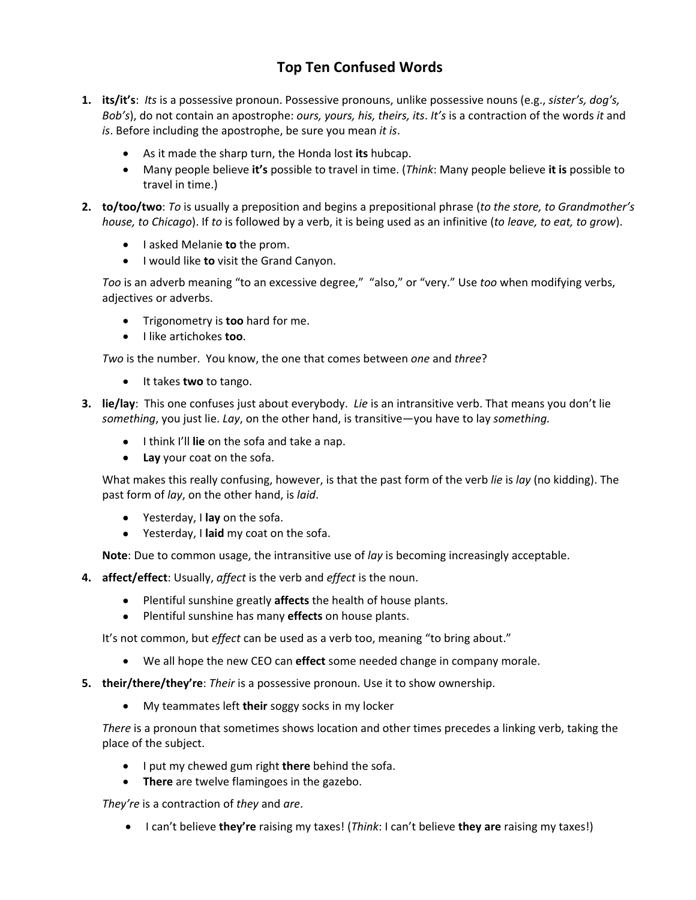# Top Ten Confused Words

1. **its/it's**: *Its* is a possessive pronoun. Possessive pronouns, unlike possessive nouns (e.g., *sister's, dog's, Bob's*), do not contain an apostrophe: *ours, yours, his, theirs, its*. *It's* is a contraction of the words *it* and *is*. Before including the apostrophe, be sure you mean *it is*.

   - As it made the sharp turn, the Honda lost **its** hubcap.
   - Many people believe **it's** possible to travel in time. (*Think*: Many people believe **it is** possible to travel in time.)

2. **to/too/two**: *To* is usually a preposition and begins a prepositional phrase (*to the store, to Grandmother's house, to Chicago*). If *to* is followed by a verb, it is being used as an infinitive (*to leave, to eat, to grow*).

   - I asked Melanie **to** the prom.
   - I would like **to** visit the Grand Canyon.

   *Too* is an adverb meaning "to an excessive degree," "also," or "very." Use *too* when modifying verbs, adjectives or adverbs.

   - Trigonometry is **too** hard for me.
   - I like artichokes **too**.

   *Two* is the number. You know, the one that comes between *one* and *three*?

   - It takes **two** to tango.

3. **lie/lay**: This one confuses just about everybody. *Lie* is an intransitive verb. That means you don't lie *something*, you just lie. *Lay*, on the other hand, is transitive—you have to lay *something.*

   - I think I'll **lie** on the sofa and take a nap.
   - **Lay** your coat on the sofa.

   What makes this really confusing, however, is that the past form of the verb *lie* is *lay* (no kidding). The past form of *lay*, on the other hand, is *laid*.

   - Yesterday, I **lay** on the sofa.
   - Yesterday, I **laid** my coat on the sofa.

   **Note**: Due to common usage, the intransitive use of *lay* is becoming increasingly acceptable.

4. **affect/effect**: Usually, *affect* is the verb and *effect* is the noun.

   - Plentiful sunshine greatly **affects** the health of house plants.
   - Plentiful sunshine has many **effects** on house plants.

   It's not common, but *effect* can be used as a verb too, meaning "to bring about."

   - We all hope the new CEO can **effect** some needed change in company morale.

5. **their/there/they're**: *Their* is a possessive pronoun. Use it to show ownership.

   - My teammates left **their** soggy socks in my locker

   *There* is a pronoun that sometimes shows location and other times precedes a linking verb, taking the place of the subject.

   - I put my chewed gum right **there** behind the sofa.
   - **There** are twelve flamingoes in the gazebo.

   *They're* is a contraction of *they* and *are*.

   - I can't believe **they're** raising my taxes! (*Think*: I can't believe **they are** raising my taxes!)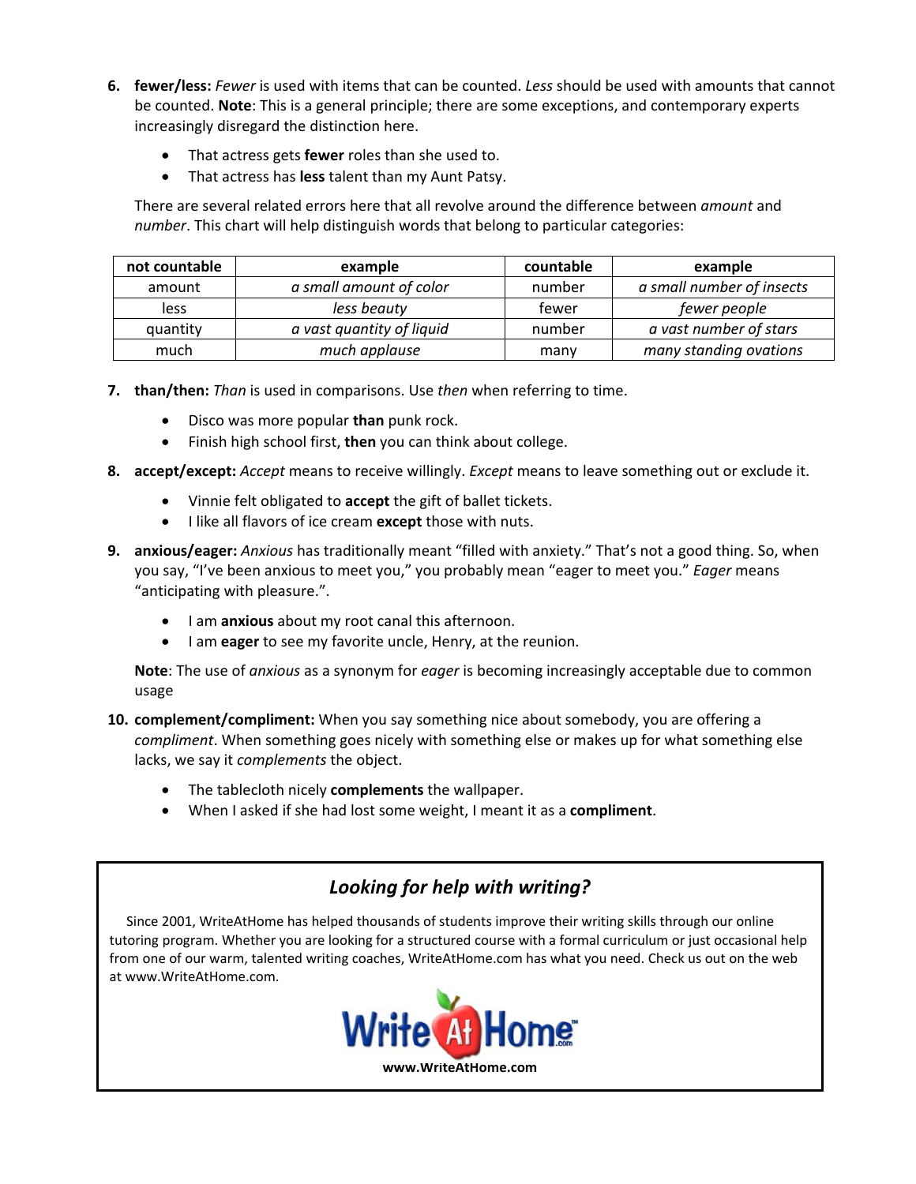6. **fewer/less:** *Fewer* is used with items that can be counted. *Less* should be used with amounts that cannot be counted. **Note**: This is a general principle; there are some exceptions, and contemporary experts increasingly disregard the distinction here.

    - That actress gets **fewer** roles than she used to.
    - That actress has **less** talent than my Aunt Patsy.

    There are several related errors here that all revolve around the difference between *amount* and *number*. This chart will help distinguish words that belong to particular categories:

| not countable | example | countable | example |
|---|---|---|---|
| amount | *a small amount of color* | number | *a small number of insects* |
| less | *less beauty* | fewer | *fewer people* |
| quantity | *a vast quantity of liquid* | number | *a vast number of stars* |
| much | *much applause* | many | *many standing ovations* |

7. **than/then:** *Than* is used in comparisons. Use *then* when referring to time.

    - Disco was more popular **than** punk rock.
    - Finish high school first, **then** you can think about college.

8. **accept/except:** *Accept* means to receive willingly. *Except* means to leave something out or exclude it.

    - Vinnie felt obligated to **accept** the gift of ballet tickets.
    - I like all flavors of ice cream **except** those with nuts.

9. **anxious/eager:** *Anxious* has traditionally meant "filled with anxiety." That's not a good thing. So, when you say, "I've been anxious to meet you," you probably mean "eager to meet you." *Eager* means "anticipating with pleasure.".

    - I am **anxious** about my root canal this afternoon.
    - I am **eager** to see my favorite uncle, Henry, at the reunion.

    **Note**: The use of *anxious* as a synonym for *eager* is becoming increasingly acceptable due to common usage

10. **complement/compliment:** When you say something nice about somebody, you are offering a *compliment*. When something goes nicely with something else or makes up for what something else lacks, we say it *complements* the object.

    - The tablecloth nicely **complements** the wallpaper.
    - When I asked if she had lost some weight, I meant it as a **compliment**.

### *Looking for help with writing?*

Since 2001, WriteAtHome has helped thousands of students improve their writing skills through our online tutoring program. Whether you are looking for a structured course with a formal curriculum or just occasional help from one of our warm, talented writing coaches, WriteAtHome.com has what you need. Check us out on the web at www.WriteAtHome.com.

WriteAtHome.com

**www.WriteAtHome.com**